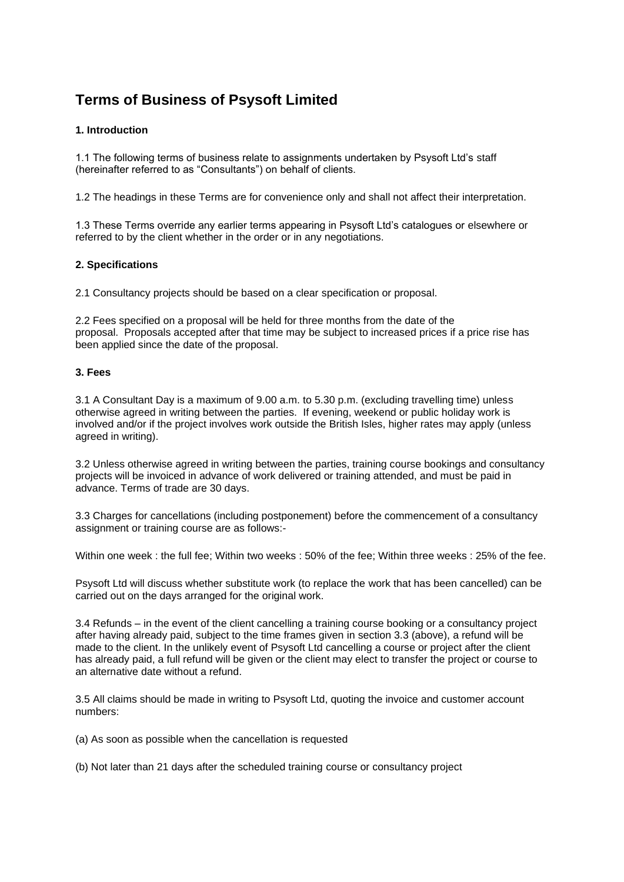# Terms of Business of Psysoft Limited

### 1. Introduction

1.1 The following terms of business relate to assignments undertaken by Psysoft Ltd's staff (hereinafter referred to as "Consultants") on behalf of clients.

1.2 The headings in these Terms are for convenience only and shall not affect their interpretation.

1.3 These Terms override any earlier terms appearing in Psysoft Ltd's catalogues or elsewhere or referred to by the client whether in the order or in any negotiations.

### 2. Specifications

2.1 Consultancy projects should be based on a clear specification or proposal.

2.2 Fees specified on a proposal will be held for three months from the date of the proposal. Proposals accepted after that time may be subject to increased prices if a price rise has been applied since the date of the proposal.

### 3. Fees

3.1 A Consultant Day is a maximum of 9.00 a.m. to 5.30 p.m. (excluding travelling time) unless otherwise agreed in writing between the parties. If evening, weekend or public holiday work is involved and/or if the project involves work outside the British Isles, higher rates may apply (unless agreed in writing).

3.2 Unless otherwise agreed in writing between the parties, training course bookings and consultancy projects will be invoiced in advance of work delivered or training attended, and must be paid in advance. Terms of trade are 30 days.

3.3 Charges for cancellations (including postponement) before the commencement of a consultancy assignment or training course are as follows:-

Within one week : the full fee; Within two weeks : 50% of the fee; Within three weeks : 25% of the fee.

Psysoft Ltd will discuss whether substitute work (to replace the work that has been cancelled) can be carried out on the days arranged for the original work.

3.4 Refunds – in the event of the client cancelling a training course booking or a consultancy project after having already paid, subject to the time frames given in section 3.3 (above), a refund will be made to the client. In the unlikely event of Psysoft Ltd cancelling a course or project after the client has already paid, a full refund will be given or the client may elect to transfer the project or course to an alternative date without a refund.

3.5 All claims should be made in writing to Psysoft Ltd, quoting the invoice and customer account numbers:

(a) As soon as possible when the cancellation is requested

(b) Not later than 21 days after the scheduled training course or consultancy project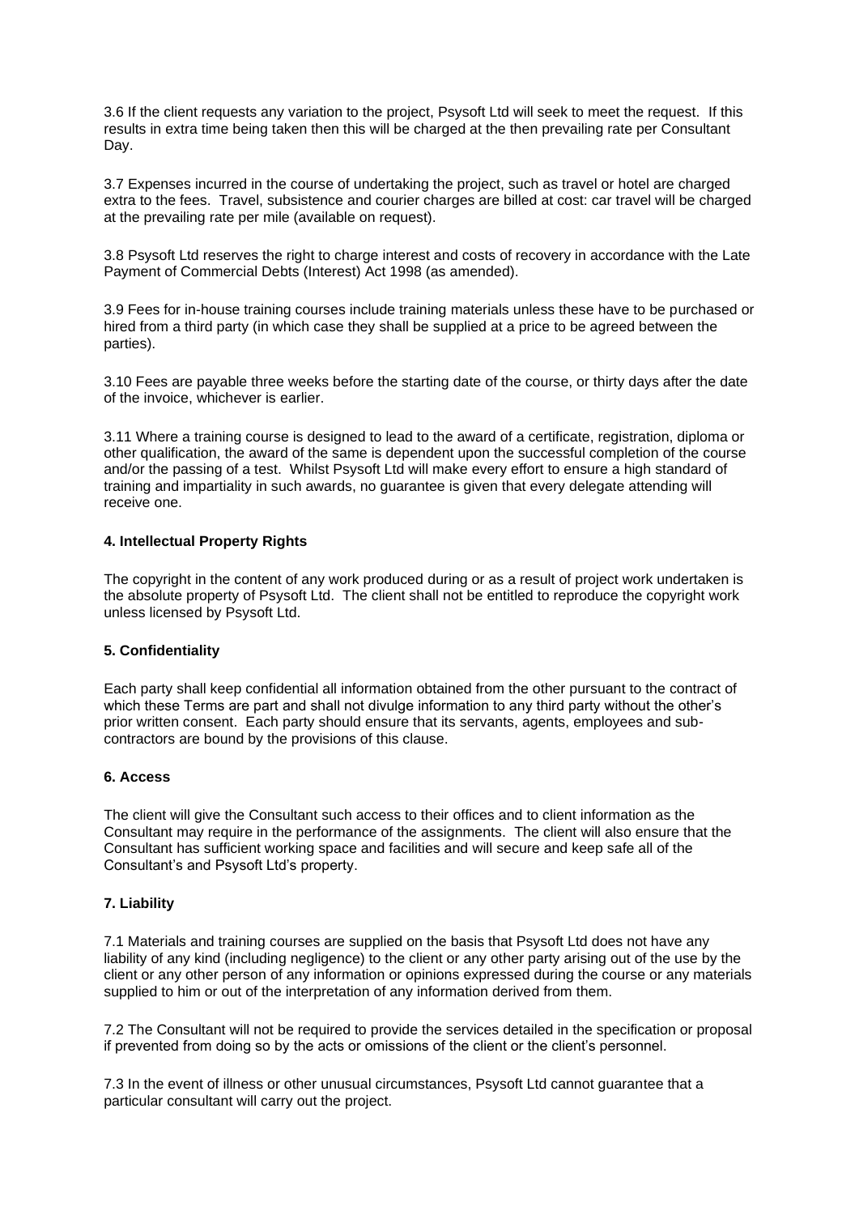3.6 If the client requests any variation to the project, Psysoft Ltd will seek to meet the request. If this results in extra time being taken then this will be charged at the then prevailing rate per Consultant Day.

3.7 Expenses incurred in the course of undertaking the project, such as travel or hotel are charged extra to the fees. Travel, subsistence and courier charges are billed at cost: car travel will be charged at the prevailing rate per mile (available on request).

3.8 Psysoft Ltd reserves the right to charge interest and costs of recovery in accordance with the Late Payment of Commercial Debts (Interest) Act 1998 (as amended).

3.9 Fees for in-house training courses include training materials unless these have to be purchased or hired from a third party (in which case they shall be supplied at a price to be agreed between the parties).

3.10 Fees are payable three weeks before the starting date of the course, or thirty days after the date of the invoice, whichever is earlier.

3.11 Where a training course is designed to lead to the award of a certificate, registration, diploma or other qualification, the award of the same is dependent upon the successful completion of the course and/or the passing of a test. Whilst Psysoft Ltd will make every effort to ensure a high standard of training and impartiality in such awards, no guarantee is given that every delegate attending will receive one.

**4. Intellectual Property Rights**

The copyright in the content of any work produced during or as a result of project work undertaken is the absolute property of Psysoft Ltd. The client shall not be entitled to reproduce the copyright work unless licensed by Psysoft Ltd.

**5. Confidentiality**

Each party shall keep confidential all information obtained from the other pursuant to the contract of which these Terms are part and shall not divulge information to any third party without the other's prior written consent. Each party should ensure that its servants, agents, employees and sub-contractors are bound by the provisions of this clause.

**6. Access**

The client will give the Consultant such access to their offices and to client information as the Consultant may require in the performance of the assignments. The client will also ensure that the Consultant has sufficient working space and facilities and will secure and keep safe all of the Consultant's and Psysoft Ltd's property.

**7. Liability**

7.1 Materials and training courses are supplied on the basis that Psysoft Ltd does not have any liability of any kind (including negligence) to the client or any other party arising out of the use by the client or any other person of any information or opinions expressed during the course or any materials supplied to him or out of the interpretation of any information derived from them.

7.2 The Consultant will not be required to provide the services detailed in the specification or proposal if prevented from doing so by the acts or omissions of the client or the client's personnel.

7.3 In the event of illness or other unusual circumstances, Psysoft Ltd cannot guarantee that a particular consultant will carry out the project.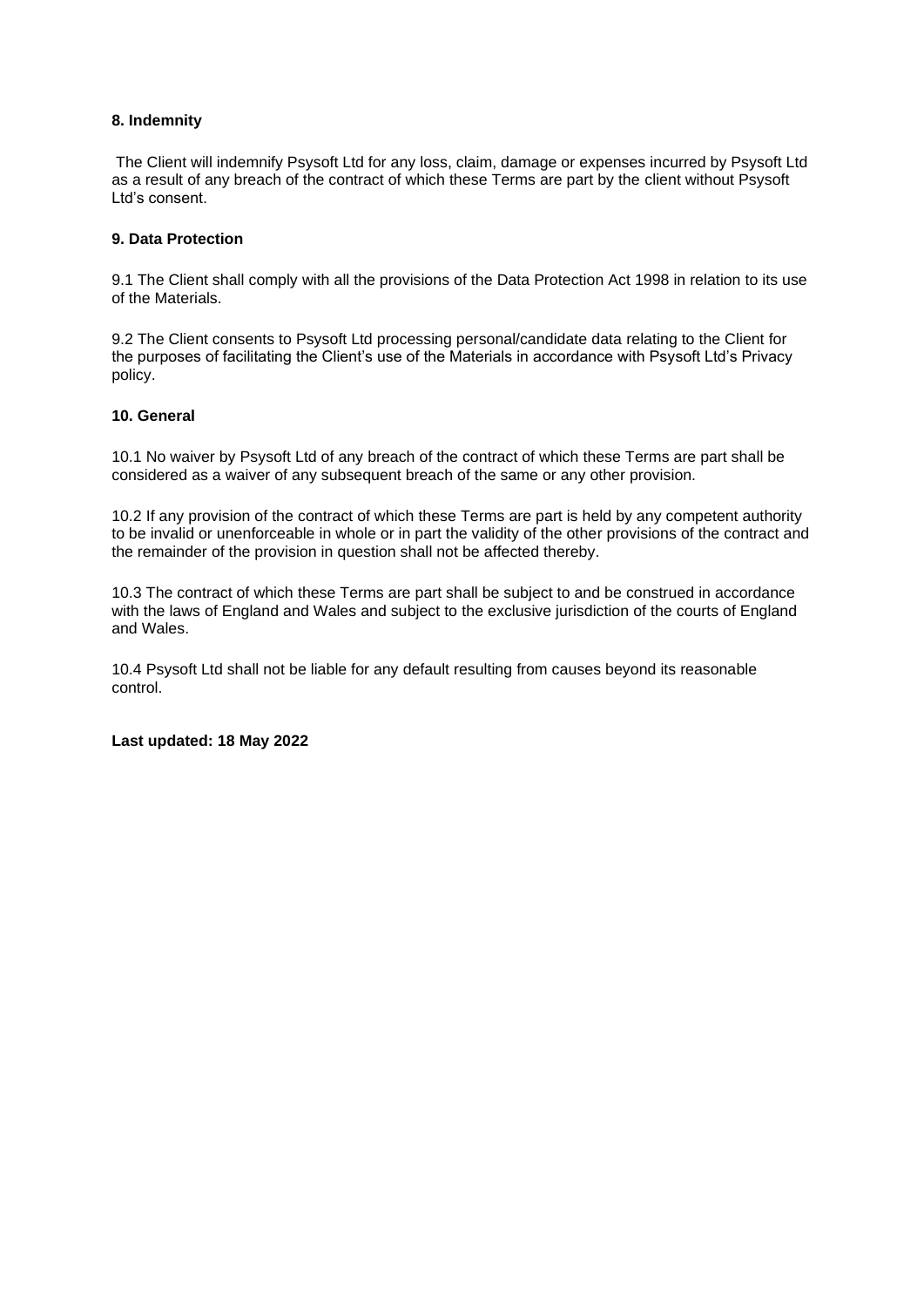**8. Indemnity**

The Client will indemnify Psysoft Ltd for any loss, claim, damage or expenses incurred by Psysoft Ltd as a result of any breach of the contract of which these Terms are part by the client without Psysoft Ltd's consent.

**9. Data Protection**

9.1 The Client shall comply with all the provisions of the Data Protection Act 1998 in relation to its use of the Materials.

9.2 The Client consents to Psysoft Ltd processing personal/candidate data relating to the Client for the purposes of facilitating the Client's use of the Materials in accordance with Psysoft Ltd's Privacy policy.

**10. General**

10.1 No waiver by Psysoft Ltd of any breach of the contract of which these Terms are part shall be considered as a waiver of any subsequent breach of the same or any other provision.

10.2 If any provision of the contract of which these Terms are part is held by any competent authority to be invalid or unenforceable in whole or in part the validity of the other provisions of the contract and the remainder of the provision in question shall not be affected thereby.

10.3 The contract of which these Terms are part shall be subject to and be construed in accordance with the laws of England and Wales and subject to the exclusive jurisdiction of the courts of England and Wales.

10.4 Psysoft Ltd shall not be liable for any default resulting from causes beyond its reasonable control.

**Last updated: 18 May 2022**